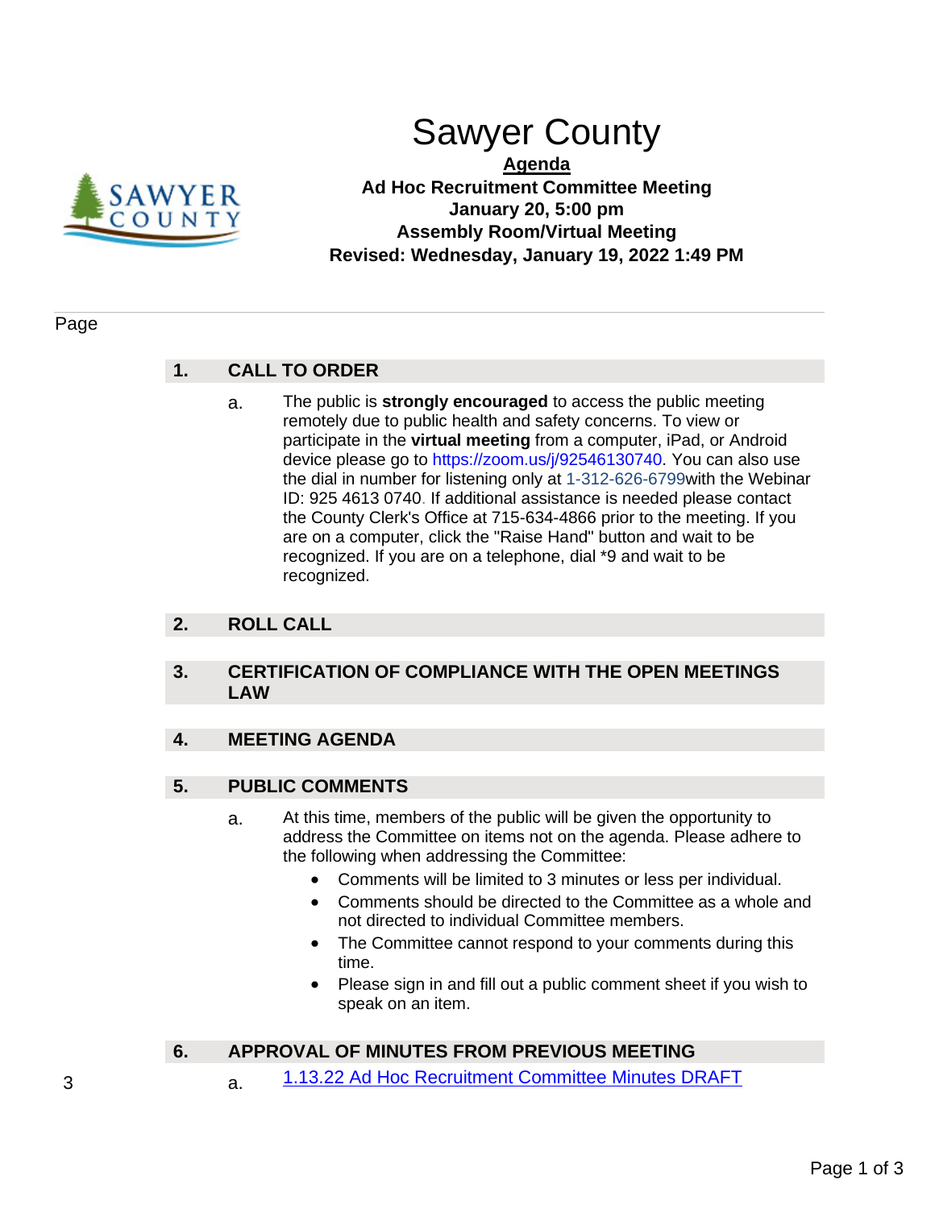# Sawyer County

**Agenda**

**Ad Hoc Recruitment Committee Meeting**
**January 20, 5:00 pm**
**Assembly Room/Virtual Meeting**
**Revised: Wednesday, January 19, 2022 1:49 PM**

Page

## 1. CALL TO ORDER

a. The public is **strongly encouraged** to access the public meeting remotely due to public health and safety concerns. To view or participate in the **virtual meeting** from a computer, iPad, or Android device please go to https://zoom.us/j/92546130740. You can also use the dial in number for listening only at 1-312-626-6799with the Webinar ID: 925 4613 0740. If additional assistance is needed please contact the County Clerk's Office at 715-634-4866 prior to the meeting. If you are on a computer, click the "Raise Hand" button and wait to be recognized. If you are on a telephone, dial *9 and wait to be recognized.

## 2. ROLL CALL

## 3. CERTIFICATION OF COMPLIANCE WITH THE OPEN MEETINGS LAW

## 4. MEETING AGENDA

## 5. PUBLIC COMMENTS

a. At this time, members of the public will be given the opportunity to address the Committee on items not on the agenda. Please adhere to the following when addressing the Committee:

- Comments will be limited to 3 minutes or less per individual.
- Comments should be directed to the Committee as a whole and not directed to individual Committee members.
- The Committee cannot respond to your comments during this time.
- Please sign in and fill out a public comment sheet if you wish to speak on an item.

## 6. APPROVAL OF MINUTES FROM PREVIOUS MEETING

3 a. 1.13.22 Ad Hoc Recruitment Committee Minutes DRAFT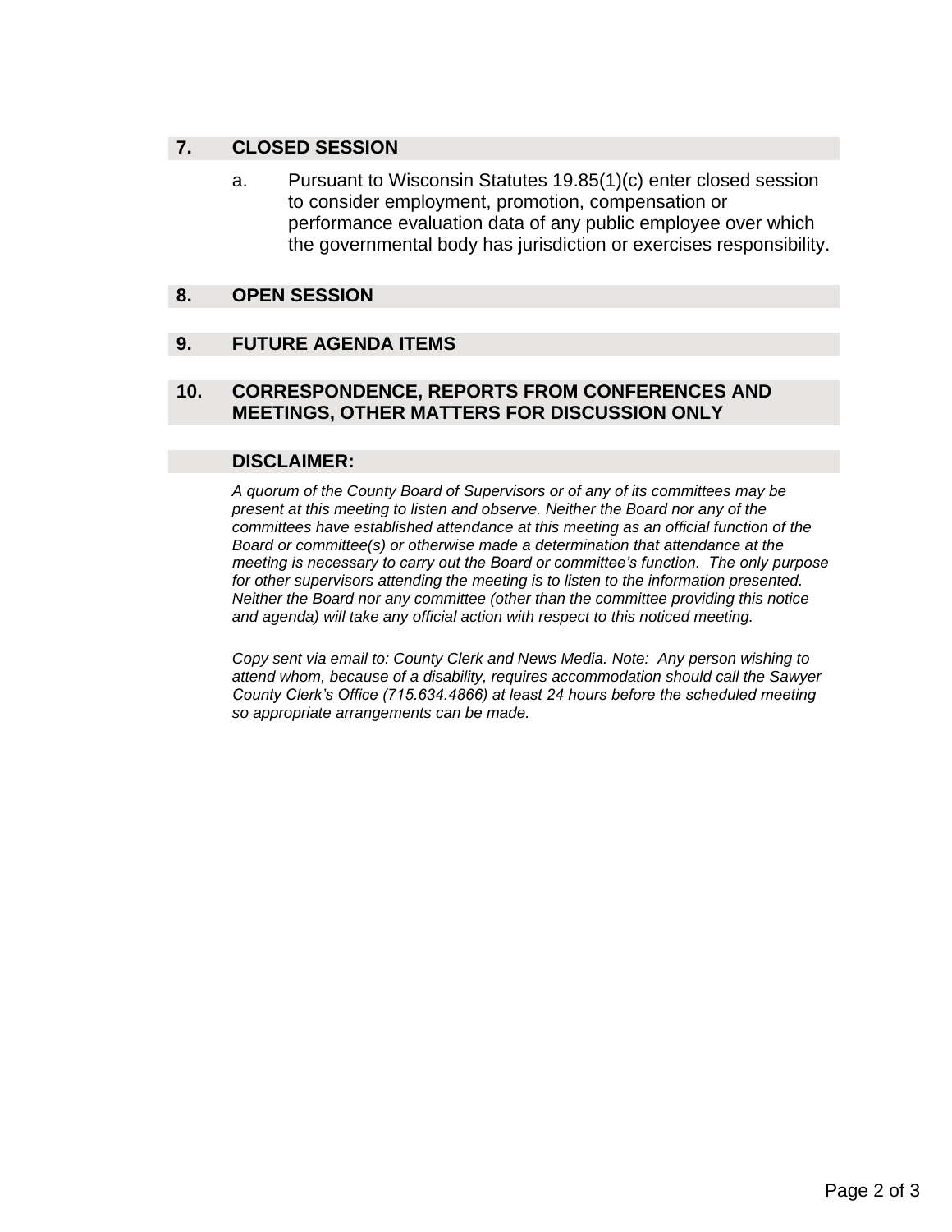## 7. CLOSED SESSION

a. Pursuant to Wisconsin Statutes 19.85(1)(c) enter closed session to consider employment, promotion, compensation or performance evaluation data of any public employee over which the governmental body has jurisdiction or exercises responsibility.

## 8. OPEN SESSION

## 9. FUTURE AGENDA ITEMS

## 10. CORRESPONDENCE, REPORTS FROM CONFERENCES AND MEETINGS, OTHER MATTERS FOR DISCUSSION ONLY

## DISCLAIMER:

*A quorum of the County Board of Supervisors or of any of its committees may be present at this meeting to listen and observe. Neither the Board nor any of the committees have established attendance at this meeting as an official function of the Board or committee(s) or otherwise made a determination that attendance at the meeting is necessary to carry out the Board or committee's function. The only purpose for other supervisors attending the meeting is to listen to the information presented. Neither the Board nor any committee (other than the committee providing this notice and agenda) will take any official action with respect to this noticed meeting.*

*Copy sent via email to: County Clerk and News Media. Note: Any person wishing to attend whom, because of a disability, requires accommodation should call the Sawyer County Clerk's Office (715.634.4866) at least 24 hours before the scheduled meeting so appropriate arrangements can be made.*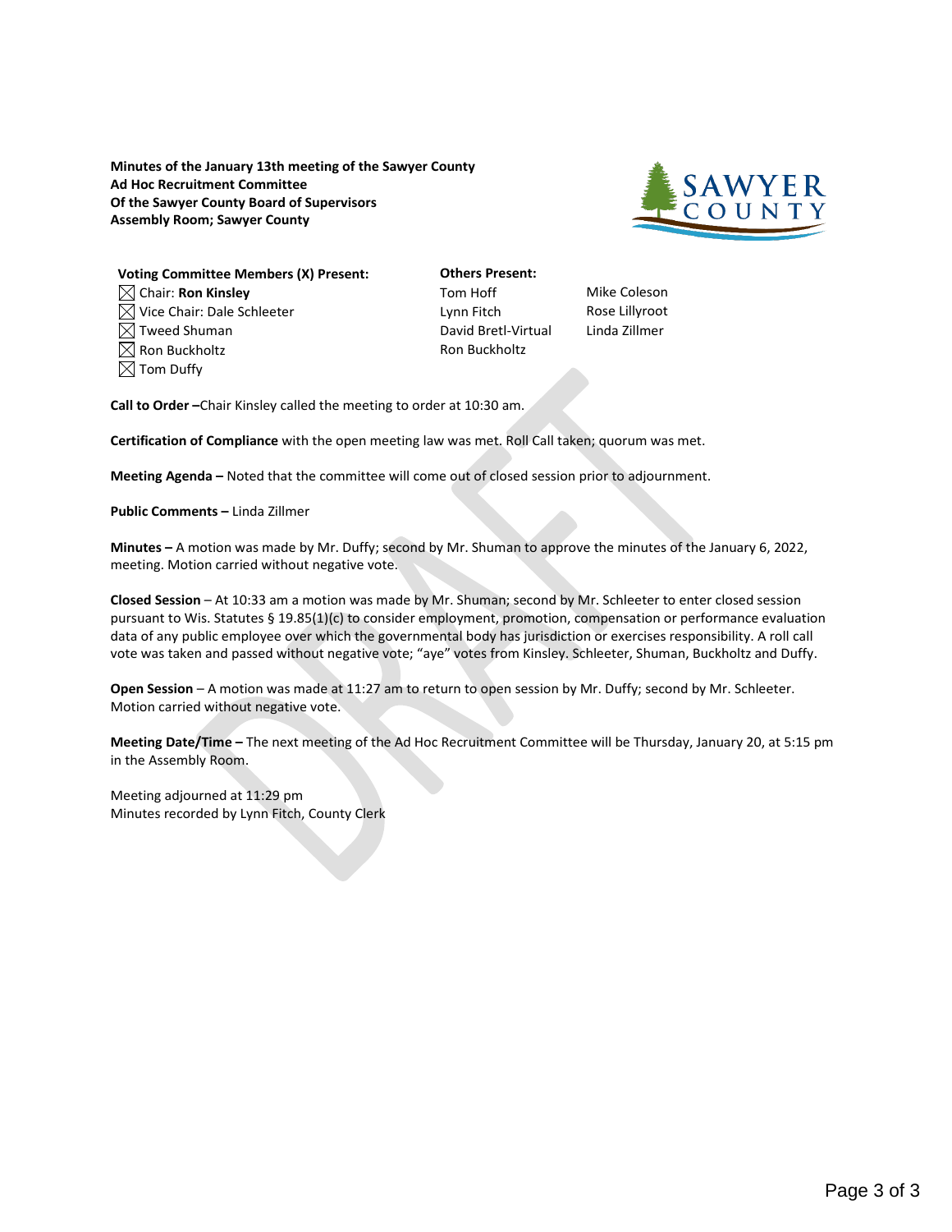**Minutes of the January 13th meeting of the Sawyer County**
**Ad Hoc Recruitment Committee**
**Of the Sawyer County Board of Supervisors**
**Assembly Room; Sawyer County**

**Voting Committee Members (X) Present:**

- ☒ Chair: **Ron Kinsley**
- ☒ Vice Chair: Dale Schleeter
- ☒ Tweed Shuman
- ☒ Ron Buckholtz
- ☒ Tom Duffy

**Others Present:**

| | |
|---|---|
| Tom Hoff | Mike Coleson |
| Lynn Fitch | Rose Lillyroot |
| David Bretl-Virtual | Linda Zillmer |
| Ron Buckholtz | |

**Call to Order –**Chair Kinsley called the meeting to order at 10:30 am.

**Certification of Compliance** with the open meeting law was met. Roll Call taken; quorum was met.

**Meeting Agenda –** Noted that the committee will come out of closed session prior to adjournment.

**Public Comments –** Linda Zillmer

**Minutes –** A motion was made by Mr. Duffy; second by Mr. Shuman to approve the minutes of the January 6, 2022, meeting. Motion carried without negative vote.

**Closed Session** – At 10:33 am a motion was made by Mr. Shuman; second by Mr. Schleeter to enter closed session pursuant to Wis. Statutes § 19.85(1)(c) to consider employment, promotion, compensation or performance evaluation data of any public employee over which the governmental body has jurisdiction or exercises responsibility. A roll call vote was taken and passed without negative vote; "aye" votes from Kinsley. Schleeter, Shuman, Buckholtz and Duffy.

**Open Session** – A motion was made at 11:27 am to return to open session by Mr. Duffy; second by Mr. Schleeter. Motion carried without negative vote.

**Meeting Date/Time –** The next meeting of the Ad Hoc Recruitment Committee will be Thursday, January 20, at 5:15 pm in the Assembly Room.

Meeting adjourned at 11:29 pm
Minutes recorded by Lynn Fitch, County Clerk